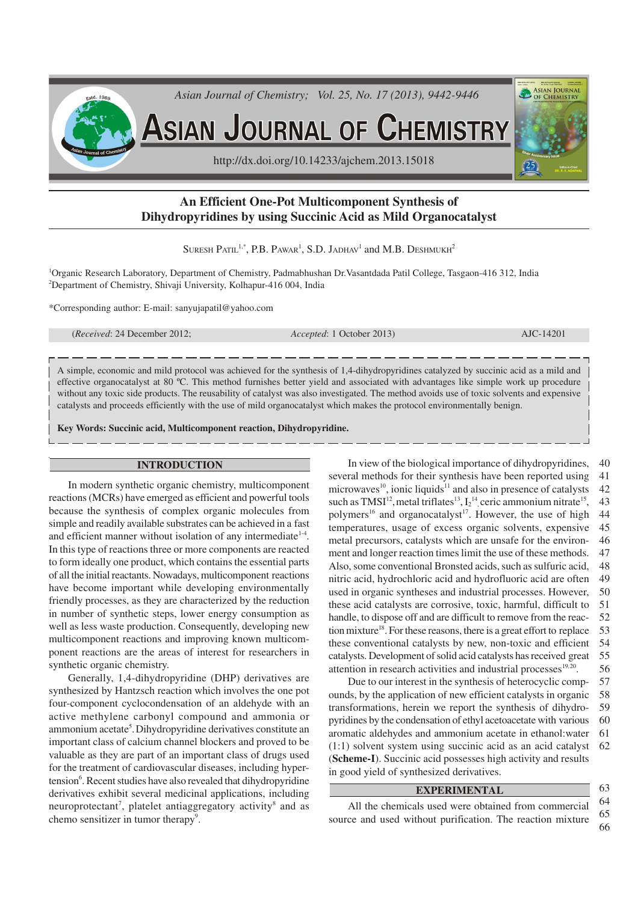# An Efficient One-Pot Multicomponent Synthesis of Dihydropyridines by using Succinic Acid as Mild Organocatalyst

Suresh Patil[1,*], P.B. Pawar[1], S.D. Jadhav[1] and M.B. Deshmukh[2]

[1]Organic Research Laboratory, Department of Chemistry, Padmabhushan Dr.Vasantdada Patil College, Tasgaon-416 312, India
[2]Department of Chemistry, Shivaji University, Kolhapur-416 004, India

*Corresponding author: E-mail: sanyujapatil@yahoo.com

(*Received*: 24 December 2012; *Accepted*: 1 October 2013) AJC-14201

A simple, economic and mild protocol was achieved for the synthesis of 1,4-dihydropyridines catalyzed by succinic acid as a mild and effective organocatalyst at 80 ºC. This method furnishes better yield and associated with advantages like simple work up procedure without any toxic side products. The reusability of catalyst was also investigated. The method avoids use of toxic solvents and expensive catalysts and proceeds efficiently with the use of mild organocatalyst which makes the protocol environmentally benign.

**Key Words: Succinic acid, Multicomponent reaction, Dihydropyridine.**

## INTRODUCTION

In modern synthetic organic chemistry, multicomponent reactions (MCRs) have emerged as efficient and powerful tools because the synthesis of complex organic molecules from simple and readily available substrates can be achieved in a fast and efficient manner without isolation of any intermediate[1-4]. In this type of reactions three or more components are reacted to form ideally one product, which contains the essential parts of all the initial reactants. Nowadays, multicomponent reactions have become important while developing environmentally friendly processes, as they are characterized by the reduction in number of synthetic steps, lower energy consumption as well as less waste production. Consequently, developing new multicomponent reactions and improving known multicomponent reactions are the areas of interest for researchers in synthetic organic chemistry.

Generally, 1,4-dihydropyridine (DHP) derivatives are synthesized by Hantzsch reaction which involves the one pot four-component cyclocondensation of an aldehyde with an active methylene carbonyl compound and ammonia or ammonium acetate[5]. Dihydropyridine derivatives constitute an important class of calcium channel blockers and proved to be valuable as they are part of an important class of drugs used for the treatment of cardiovascular diseases, including hypertension[6]. Recent studies have also revealed that dihydropyridine derivatives exhibit several medicinal applications, including neuroprotectant[7], platelet antiaggregatory activity[8] and as chemo sensitizer in tumor therapy[9].

In view of the biological importance of dihydropyridines, several methods for their synthesis have been reported using microwaves[10], ionic liquids[11] and also in presence of catalysts such as TMSI[12], metal triflates[13], $I_2$[14], ceric ammonium nitrate[15], polymers[16] and organocatalyst[17]. However, the use of high temperatures, usage of excess organic solvents, expensive metal precursors, catalysts which are unsafe for the environment and longer reaction times limit the use of these methods. Also, some conventional Bronsted acids, such as sulfuric acid, nitric acid, hydrochloric acid and hydrofluoric acid are often used in organic syntheses and industrial processes. However, these acid catalysts are corrosive, toxic, harmful, difficult to handle, to dispose off and are difficult to remove from the reaction mixture[18]. For these reasons, there is a great effort to replace these conventional catalysts by new, non-toxic and efficient catalysts. Development of solid acid catalysts has received great attention in research activities and industrial processes[19,20].

Due to our interest in the synthesis of heterocyclic compounds, by the application of new efficient catalysts in organic transformations, herein we report the synthesis of dihydropyridines by the condensation of ethyl acetoacetate with various aromatic aldehydes and ammonium acetate in ethanol:water (1:1) solvent system using succinic acid as an acid catalyst (**Scheme-I**). Succinic acid possesses high activity and results in good yield of synthesized derivatives.

## EXPERIMENTAL

All the chemicals used were obtained from commercial source and used without purification. The reaction mixture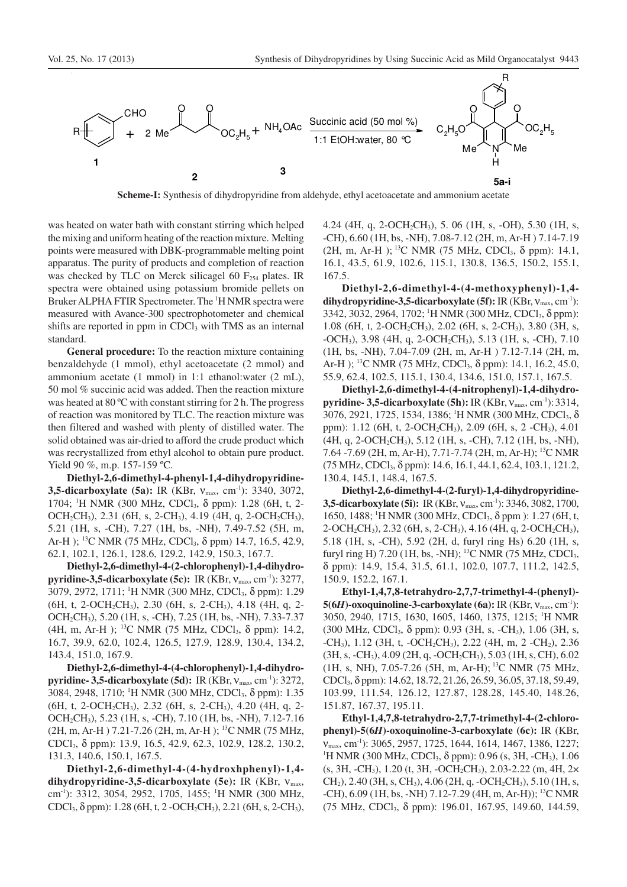Scheme-I: Synthesis of dihydropyridine from aldehyde, ethyl acetoacetate and ammonium acetate

was heated on water bath with constant stirring which helped the mixing and uniform heating of the reaction mixture. Melting points were measured with DBK-programmable melting point apparatus. The purity of products and completion of reaction was checked by TLC on Merck silicagel 60 $F_{254}$ plates. IR spectra were obtained using potassium bromide pellets on Bruker ALPHA FTIR Spectrometer. The $^1$H NMR spectra were measured with Avance-300 spectrophotometer and chemical shifts are reported in ppm in $CDCl_3$ with TMS as an internal standard.

**General procedure:** To the reaction mixture containing benzaldehyde (1 mmol), ethyl acetoacetate (2 mmol) and ammonium acetate (1 mmol) in 1:1 ethanol:water (2 mL), 50 mol % succinic acid was added. Then the reaction mixture was heated at 80 ºC with constant stirring for 2 h. The progress of reaction was monitored by TLC. The reaction mixture was then filtered and washed with plenty of distilled water. The solid obtained was air-dried to afford the crude product which was recrystallized from ethyl alcohol to obtain pure product. Yield 90 %, m.p. 157-159 ºC.

**Diethyl-2,6-dimethyl-4-phenyl-1,4-dihydropyridine-3,5-dicarboxylate (5a):** IR (KBr, $\nu_{max}$, cm$^{-1}$): 3340, 3072, 1704; $^1$H NMR (300 MHz, $CDCl_3$, δ ppm): 1.28 (6H, t, 2-$OCH_2CH_3$), 2.31 (6H, s, 2-$CH_3$), 4.19 (4H, q, 2-$OCH_2CH_3$), 5.21 (1H, s, -CH), 7.27 (1H, bs, -NH), 7.49-7.52 (5H, m, Ar-H ); $^{13}$C NMR (75 MHz, $CDCl_3$, δ ppm) 14.7, 16.5, 42.9, 62.1, 102.1, 126.1, 128.6, 129.2, 142.9, 150.3, 167.7.

**Diethyl-2,6-dimethyl-4-(2-chlorophenyl)-1,4-dihydropyridine-3,5-dicarboxylate (5c):** IR (KBr, $\nu_{max}$, cm$^{-1}$): 3277, 3079, 2972, 1711; $^1$H NMR (300 MHz, $CDCl_3$, δ ppm): 1.29 (6H, t, 2-$OCH_2CH_3$), 2.30 (6H, s, 2-$CH_3$), 4.18 (4H, q, 2-$OCH_2CH_3$), 5.20 (1H, s, -CH), 7.25 (1H, bs, -NH), 7.33-7.37 (4H, m, Ar-H ); $^{13}$C NMR (75 MHz, $CDCl_3$, δ ppm): 14.2, 16.7, 39.9, 62.0, 102.4, 126.5, 127.9, 128.9, 130.4, 134.2, 143.4, 151.0, 167.9.

**Diethyl-2,6-dimethyl-4-(4-chlorophenyl)-1,4-dihydropyridine- 3,5-dicarboxylate (5d):** IR (KBr, $\nu_{max}$, cm$^{-1}$): 3272, 3084, 2948, 1710; $^1$H NMR (300 MHz, $CDCl_3$, δ ppm): 1.35 (6H, t, 2-$OCH_2CH_3$), 2.32 (6H, s, 2-$CH_3$), 4.20 (4H, q, 2-$OCH_2CH_3$), 5.23 (1H, s, -CH), 7.10 (1H, bs, -NH), 7.12-7.16 (2H, m, Ar-H ) 7.21-7.26 (2H, m, Ar-H ); $^{13}$C NMR (75 MHz, $CDCl_3$, δ ppm): 13.9, 16.5, 42.9, 62.3, 102.9, 128.2, 130.2, 131.3, 140.6, 150.1, 167.5.

**Diethyl-2,6-dimethyl-4-(4-hydroxhphenyl)-1,4-dihydropyridine-3,5-dicarboxylate (5e):** IR (KBr, $\nu_{max}$, cm$^{-1}$): 3312, 3054, 2952, 1705, 1455; $^1$H NMR (300 MHz, $CDCl_3$, δ ppm): 1.28 (6H, t, 2 -$OCH_2CH_3$), 2.21 (6H, s, 2-$CH_3$), 4.24 (4H, q, 2-$OCH_2CH_3$), 5. 06 (1H, s, -OH), 5.30 (1H, s, -CH), 6.60 (1H, bs, -NH), 7.08-7.12 (2H, m, Ar-H ) 7.14-7.19 (2H, m, Ar-H ); $^{13}$C NMR (75 MHz, $CDCl_3$, δ ppm): 14.1, 16.1, 43.5, 61.9, 102.6, 115.1, 130.8, 136.5, 150.2, 155.1, 167.5.

**Diethyl-2,6-dimethyl-4-(4-methoxyphenyl)-1,4-dihydropyridine-3,5-dicarboxylate (5f):** IR (KBr, $\nu_{max}$, cm$^{-1}$): 3342, 3032, 2964, 1702; $^1$H NMR (300 MHz, $CDCl_3$, δ ppm): 1.08 (6H, t, 2-$OCH_2CH_3$), 2.02 (6H, s, 2-$CH_3$), 3.80 (3H, s, -$OCH_3$), 3.98 (4H, q, 2-$OCH_2CH_3$), 5.13 (1H, s, -CH), 7.10 (1H, bs, -NH), 7.04-7.09 (2H, m, Ar-H ) 7.12-7.14 (2H, m, Ar-H ); $^{13}$C NMR (75 MHz, $CDCl_3$, δ ppm): 14.1, 16.2, 45.0, 55.9, 62.4, 102.5, 115.1, 130.4, 134.6, 151.0, 157.1, 167.5.

**Diethyl-2,6-dimethyl-4-(4-nitrophenyl)-1,4-dihydropyridine- 3,5-dicarboxylate (5h):** IR (KBr, $\nu_{max}$, cm$^{-1}$): 3314, 3076, 2921, 1725, 1534, 1386; $^1$H NMR (300 MHz, $CDCl_3$, δ ppm): 1.12 (6H, t, 2-$OCH_2CH_3$), 2.09 (6H, s, 2 -$CH_3$), 4.01 (4H, q, 2-$OCH_2CH_3$), 5.12 (1H, s, -CH), 7.12 (1H, bs, -NH), 7.64 -7.69 (2H, m, Ar-H), 7.71-7.74 (2H, m, Ar-H); $^{13}$C NMR (75 MHz, $CDCl_3$, δ ppm): 14.6, 16.1, 44.1, 62.4, 103.1, 121.2, 130.4, 145.1, 148.4, 167.5.

**Diethyl-2,6-dimethyl-4-(2-furyl)-1,4-dihydropyridine-3,5-dicarboxylate (5i):** IR (KBr, $\nu_{max}$, cm$^{-1}$): 3346, 3082, 1700, 1650, 1488; $^1$H NMR (300 MHz, $CDCl_3$, δ ppm ): 1.27 (6H, t, 2-$OCH_2CH_3$), 2.32 (6H, s, 2-$CH_3$), 4.16 (4H, q, 2-$OCH_2CH_3$), 5.18 (1H, s, -CH), 5.92 (2H, d, furyl ring Hs) 6.20 (1H, s, furyl ring H) 7.20 (1H, bs, -NH); $^{13}$C NMR (75 MHz, $CDCl_3$, δ ppm): 14.9, 15.4, 31.5, 61.1, 102.0, 107.7, 111.2, 142.5, 150.9, 152.2, 167.1.

**Ethyl-1,4,7,8-tetrahydro-2,7,7-trimethyl-4-(phenyl)-5(6*H*)-oxoquinoline-3-carboxylate (6a):** IR (KBr, $\nu_{max}$, cm$^{-1}$): 3050, 2940, 1715, 1630, 1605, 1460, 1375, 1215; $^1$H NMR (300 MHz, $CDCl_3$, δ ppm): 0.93 (3H, s, -$CH_3$), 1.06 (3H, s, -$CH_3$), 1.12 (3H, t, -$OCH_2CH_3$), 2.22 (4H, m, 2 -$CH_2$), 2.36 (3H, s, -$CH_3$), 4.09 (2H, q, -$OCH_2CH_3$), 5.03 (1H, s, CH), 6.02 (1H, s, NH), 7.05-7.26 (5H, m, Ar-H); $^{13}$C NMR (75 MHz, $CDCl_3$, δ ppm): 14.62, 18.72, 21.26, 26.59, 36.05, 37.18, 59.49, 103.99, 111.54, 126.12, 127.87, 128.28, 145.40, 148.26, 151.87, 167.37, 195.11.

**Ethyl-1,4,7,8-tetrahydro-2,7,7-trimethyl-4-(2-chlorophenyl)-5(6*H*)-oxoquinoline-3-carboxylate (6c):** IR (KBr, $\nu_{max}$, cm$^{-1}$): 3065, 2957, 1725, 1644, 1614, 1467, 1386, 1227; $^1$H NMR (300 MHz, $CDCl_3$, δ ppm): 0.96 (s, 3H, -$CH_3$), 1.06 (s, 3H, -$CH_3$), 1.20 (t, 3H, -$OCH_2CH_3$), 2.03-2.22 (m, 4H, 2× $CH_2$), 2.40 (3H, s, $CH_3$), 4.06 (2H, q, -$OCH_2CH_3$), 5.10 (1H, s, -CH), 6.09 (1H, bs, -NH) 7.12-7.29 (4H, m, Ar-H)); $^{13}$C NMR (75 MHz, $CDCl_3$, δ ppm): 196.01, 167.95, 149.60, 144.59,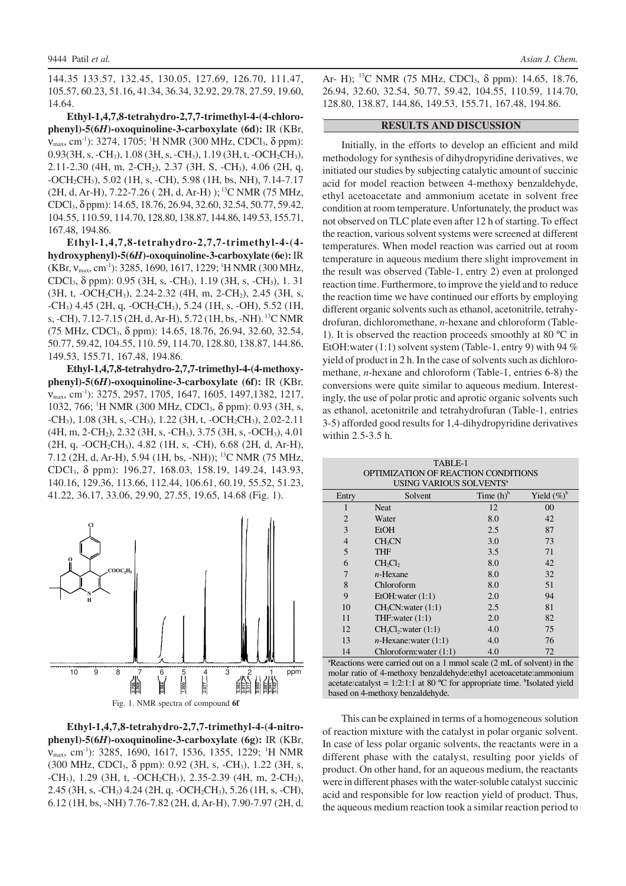144.35 133.57, 132.45, 130.05, 127.69, 126.70, 111.47, 105.57, 60.23, 51.16, 41.34, 36.34, 32.92, 29.78, 27.59, 19.60, 14.64.

**Ethyl-1,4,7,8-tetrahydro-2,7,7-trimethyl-4-(4-chlorophenyl)-5(6*H*)-oxoquinoline-3-carboxylate (6d):** IR (KBr, $\nu_{max}$, $cm^{-1}$): 3274, 1705; $^1$H NMR (300 MHz, $CDCl_3$, δ ppm): 0.93(3H, s, $-CH_3$), 1.08 (3H, s, $-CH_3$), 1.19 (3H, t, $-OCH_2CH_3$), 2.11-2.30 (4H, m, 2-$CH_2$), 2.37 (3H, S, $-CH_3$), 4.06 (2H, q, $-OCH_2CH_3$), 5.02 (1H, s, -CH), 5.98 (1H, bs, NH), 7.14-7.17 (2H, d, Ar-H), 7.22-7.26 ( 2H, d, Ar-H) ); $^{13}$C NMR (75 MHz, $CDCl_3$, δ ppm): 14.65, 18.76, 26.94, 32.60, 32.54, 50.77, 59.42, 104.55, 110.59, 114.70, 128.80, 138.87, 144.86, 149.53, 155.71, 167.48, 194.86.

**Ethyl-1,4,7,8-tetrahydro-2,7,7-trimethyl-4-(4-hydroxyphenyl)-5(6*H*)-oxoquinoline-3-carboxylate (6e):** IR (KBr, $\nu_{max}$, $cm^{-1}$): 3285, 1690, 1617, 1229; $^1$H NMR (300 MHz, $CDCl_3$, δ ppm): 0.95 (3H, s, $-CH_3$), 1.19 (3H, s, $-CH_3$), 1. 31 (3H, t, $-OCH_2CH_3$), 2.24-2.32 (4H, m, 2-$CH_2$), 2.45 (3H, s, $-CH_3$) 4.45 (2H, q, $-OCH_2CH_3$), 5.24 (1H, s, -OH), 5.52 (1H, s, -CH), 7.12-7.15 (2H, d, Ar-H), 5.72 (1H, bs, -NH). $^{13}$C NMR (75 MHz, $CDCl_3$, δ ppm): 14.65, 18.76, 26.94, 32.60, 32.54, 50.77, 59.42, 104.55, 110. 59, 114.70, 128.80, 138.87, 144.86, 149.53, 155.71, 167.48, 194.86.

**Ethyl-1,4,7,8-tetrahydro-2,7,7-trimethyl-4-(4-methoxyphenyl)-5(6*H*)-oxoquinoline-3-carboxylate (6f):** IR (KBr, $\nu_{max}$, $cm^{-1}$): 3275, 2957, 1705, 1647, 1605, 1497,1382, 1217, 1032, 766; $^1$H NMR (300 MHz, $CDCl_3$, δ ppm): 0.93 (3H, s, $-CH_3$), 1.08 (3H, s, $-CH_3$), 1.22 (3H, t, $-OCH_2CH_3$), 2.02-2.11 (4H, m, 2-$CH_2$), 2.32 (3H, s, $-CH_3$), 3.75 (3H, s, $-OCH_3$), 4.01 (2H, q, $-OCH_2CH_3$), 4.82 (1H, s, -CH), 6.68 (2H, d, Ar-H), 7.12 (2H, d, Ar-H), 5.94 (1H, bs, -NH)); $^{13}$C NMR (75 MHz, $CDCl_3$, δ ppm): 196.27, 168.03, 158.19, 149.24, 143.93, 140.16, 129.36, 113.66, 112.44, 106.61, 60.19, 55.52, 51.23, 41.22, 36.17, 33.06, 29.90, 27.55, 19.65, 14.68 (Fig. 1).

Fig. 1. NMR spectra of compound **6f**

**Ethyl-1,4,7,8-tetrahydro-2,7,7-trimethyl-4-(4-nitrophenyl)-5(6*H*)-oxoquinoline-3-carboxylate (6g):** IR (KBr, $\nu_{max}$, $cm^{-1}$): 3285, 1690, 1617, 1536, 1355, 1229; $^1$H NMR (300 MHz, $CDCl_3$, δ ppm): 0.92 (3H, s, $-CH_3$), 1.22 (3H, s, $-CH_3$), 1.29 (3H, t, $-OCH_2CH_3$), 2.35-2.39 (4H, m, 2-$CH_2$), 2.45 (3H, s, $-CH_3$) 4.24 (2H, q, $-OCH_2CH_3$), 5.26 (1H, s, -CH), 6.12 (1H, bs, -NH) 7.76-7.82 (2H, d, Ar-H), 7.90-7.97 (2H, d, Ar- H); $^{13}$C NMR (75 MHz, $CDCl_3$, δ ppm): 14.65, 18.76, 26.94, 32.60, 32.54, 50.77, 59.42, 104.55, 110.59, 114.70, 128.80, 138.87, 144.86, 149.53, 155.71, 167.48, 194.86.

## RESULTS AND DISCUSSION

Initially, in the efforts to develop an efficient and mild methodology for synthesis of dihydropyridine derivatives, we initiated our studies by subjecting catalytic amount of succinic acid for model reaction between 4-methoxy benzaldehyde, ethyl acetoacetate and ammonium acetate in solvent free condition at room temperature. Unfortunately, the product was not observed on TLC plate even after 12 h of starting. To effect the reaction, various solvent systems were screened at different temperatures. When model reaction was carried out at room temperature in aqueous medium there slight improvement in the result was observed (Table-1, entry 2) even at prolonged reaction time. Furthermore, to improve the yield and to reduce the reaction time we have continued our efforts by employing different organic solvents such as ethanol, acetonitrile, tetrahydrofuran, dichloromethane, *n*-hexane and chloroform (Table-1). It is observed the reaction proceeds smoothly at 80 ºC in EtOH:water (1:1) solvent system (Table-1, entry 9) with 94 % yield of product in 2 h. In the case of solvents such as dichloromethane, *n*-hexane and chloroform (Table-1, entries 6-8) the conversions were quite similar to aqueous medium. Interestingly, the use of polar protic and aprotic organic solvents such as ethanol, acetonitrile and tetrahydrofuran (Table-1, entries 3-5) afforded good results for 1,4-dihydropyridine derivatives within 2.5-3.5 h.

TABLE-1
OPTIMIZATION OF REACTION CONDITIONS USING VARIOUS SOLVENTS[a]

| Entry | Solvent | Time (h)[b] | Yield (%)[b] |
|---|---|---|---|
| 1 | Neat | 12 | 00 |
| 2 | Water | 8.0 | 42 |
| 3 | EtOH | 2.5 | 87 |
| 4 | $CH_3CN$ | 3.0 | 73 |
| 5 | THF | 3.5 | 71 |
| 6 | $CH_2Cl_2$ | 8.0 | 42 |
| 7 | *n*-Hexane | 8.0 | 32 |
| 8 | Chloroform | 8.0 | 51 |
| 9 | EtOH:water (1:1) | 2.0 | 94 |
| 10 | $CH_3CN$:water (1:1) | 2.5 | 81 |
| 11 | THF:water (1:1) | 2.0 | 82 |
| 12 | $CH_2Cl_2$:water (1:1) | 4.0 | 75 |
| 13 | *n*-Hexane:water (1:1) | 4.0 | 76 |
| 14 | Chloroform:water (1:1) | 4.0 | 72 |

[a]Reactions were carried out on a 1 mmol scale (2 mL of solvent) in the molar ratio of 4-methoxy benzaldehyde:ethyl acetoacetate:ammonium acetate:catalyst = 1:2:1:1 at 80 ºC for appropriate time. [b]Isolated yield based on 4-methoxy benzaldehyde.

This can be explained in terms of a homogeneous solution of reaction mixture with the catalyst in polar organic solvent. In case of less polar organic solvents, the reactants were in a different phase with the catalyst, resulting poor yields of product. On other hand, for an aqueous medium, the reactants were in different phases with the water-soluble catalyst succinic acid and responsible for low reaction yield of product. Thus, the aqueous medium reaction took a similar reaction period to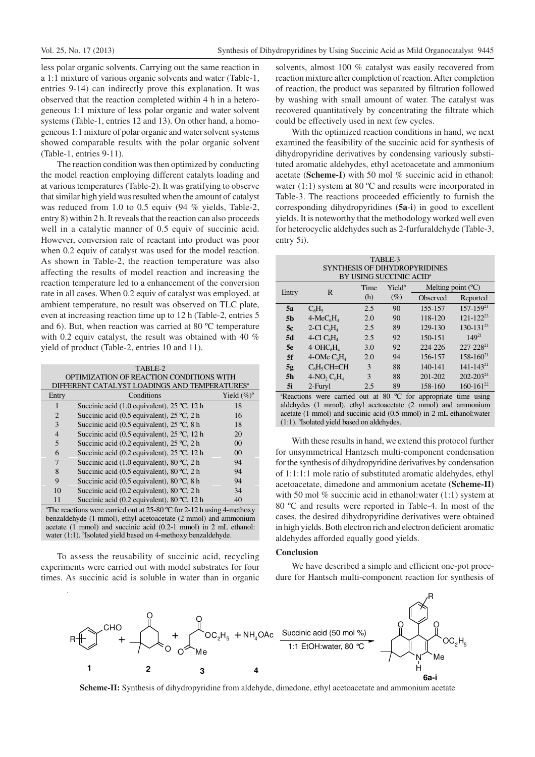less polar organic solvents. Carrying out the same reaction in a 1:1 mixture of various organic solvents and water (Table-1, entries 9-14) can indirectly prove this explanation. It was observed that the reaction completed within 4 h in a heterogeneous 1:1 mixture of less polar organic and water solvent systems (Table-1, entries 12 and 13). On other hand, a homogeneous 1:1 mixture of polar organic and water solvent systems showed comparable results with the polar organic solvent (Table-1, entries 9-11).

The reaction condition was then optimized by conducting the model reaction employing different catalyts loading and at various temperatures (Table-2). It was gratifying to observe that similar high yield was resulted when the amount of catalyst was reduced from 1.0 to 0.5 equiv (94 % yields, Table-2, entry 8) within 2 h. It reveals that the reaction can also proceeds well in a catalytic manner of 0.5 equiv of succinic acid. However, conversion rate of reactant into product was poor when 0.2 equiv of catalyst was used for the model reaction. As shown in Table-2, the reaction temperature was also affecting the results of model reaction and increasing the reaction temperature led to a enhancement of the conversion rate in all cases. When 0.2 equiv of catalyst was employed, at ambient temperature, no result was observed on TLC plate, even at increasing reaction time up to 12 h (Table-2, entries 5 and 6). But, when reaction was carried at 80 ºC temperature with 0.2 equiv catalyst, the result was obtained with 40 % yield of product (Table-2, entries 10 and 11).

TABLE-2
OPTIMIZATION OF REACTION CONDITIONS WITH DIFFERENT CATALYST LOADINGS AND TEMPERATURES[a]

| Entry | Conditions | Yield (%)[b] |
|---|---|---|
| 1 | Succinic acid (1.0 equivalent), 25 ºC, 12 h | 18 |
| 2 | Succinic acid (0.5 equivalent), 25 ºC, 2 h | 16 |
| 3 | Succinic acid (0.5 equivalent), 25 ºC, 8 h | 18 |
| 4 | Succinic acid (0.5 equivalent), 25 ºC, 12 h | 20 |
| 5 | Succinic acid (0.2 equivalent), 25 ºC, 2 h | 00 |
| 6 | Succinic acid (0.2 equivalent), 25 ºC, 12 h | 00 |
| 7 | Succinic acid (1.0 equivalent), 80 ºC, 2 h | 94 |
| 8 | Succinic acid (0.5 equivalent), 80 ºC, 2 h | 94 |
| 9 | Succinic acid (0.5 equivalent), 80 ºC, 8 h | 94 |
| 10 | Succinic acid (0.2 equivalent), 80 ºC, 2 h | 34 |
| 11 | Succinic acid (0.2 equivalent), 80 ºC, 12 h | 40 |

[a]The reactions were carried out at 25-80 ºC for 2-12 h using 4-methoxy benzaldehyde (1 mmol), ethyl acetoacetate (2 mmol) and ammonium acetate (1 mmol) and succinic acid (0.2-1 mmol) in 2 mL ethanol: water (1:1). [b]Isolated yield based on 4-methoxy benzaldehyde.

To assess the reusability of succinic acid, recycling experiments were carried out with model substrates for four times. As succinic acid is soluble in water than in organic solvents, almost 100 % catalyst was easily recovered from reaction mixture after completion of reaction. After completion of reaction, the product was separated by filtration followed by washing with small amount of water. The catalyst was recovered quantitatively by concentrating the filtrate which could be effectively used in next few cycles.

With the optimized reaction conditions in hand, we next examined the feasibility of the succinic acid for synthesis of dihydropyridine derivatives by condensing variously substituted aromatic aldehydes, ethyl acetoacetate and ammonium acetate (**Scheme-I**) with 50 mol % succinic acid in ethanol: water (1:1) system at 80 ºC and results were incorporated in Table-3. The reactions proceeded efficiently to furnish the corresponding dihydropyridines (**5a**-**i**) in good to excellent yields. It is noteworthy that the methodology worked well even for heterocyclic aldehydes such as 2-furfuraldehyde (Table-3, entry 5i).

TABLE-3
SYNTHESIS OF DIHYDROPYRIDINES BY USING SUCCINIC ACID[a]

| Entry | R | Time (h) | Yield[b] (%) | Melting point (ºC) | |
|---|---|---|---|---|---|
| | | | | Observed | Reported |
| **5a** | $C_6H_5$ | 2.5 | 90 | 155-157 | 157-159[21] |
| **5b** | 4-Me$C_6H_4$ | 2.0 | 90 | 118-120 | 121-122[23] |
| **5c** | 2-Cl $C_6H_4$ | 2.5 | 89 | 129-130 | 130-131[23] |
| **5d** | 4-Cl $C_6H_4$ | 2.5 | 92 | 150-151 | 149[21] |
| **5e** | 4-OH$C_6H_4$ | 3.0 | 92 | 224-226 | 227-228[21] |
| **5f** | 4-OMe $C_6H_4$ | 2.0 | 94 | 156-157 | 158-160[21] |
| **5g** | $C_6H_5$CH=CH | 3 | 88 | 140-141 | 141-143[21] |
| **5h** | 4-$NO_2$ $C_6H_4$ | 3 | 88 | 201-202 | 202-203[24] |
| **5i** | 2-Furyl | 2.5 | 89 | 158-160 | 160-161[22] |

[a]Reactions were carried out at 80 ºC for appropriate time using aldehydes (1 mmol), ethyl acetoacetate (2 mmol) and ammonium acetate (1 mmol) and succinic acid (0.5 mmol) in 2 mL ethanol:water (1:1). [b]Isolated yield based on aldehydes.

With these results in hand, we extend this protocol further for unsymmetrical Hantzsch multi-component condensation for the synthesis of dihydropyridine derivatives by condensation of 1:1:1:1 mole ratio of substituted aromatic aldehydes, ethyl acetoacetate, dimedone and ammonium acetate **(Scheme-II)** with 50 mol % succinic acid in ethanol:water (1:1) system at 80 ºC and results were reported in Table-4. In most of the cases, the desired dihydropyridine derivatives were obtained in high yields. Both electron rich and electron deficient aromatic aldehydes afforded equally good yields.

## Conclusion

We have described a simple and efficient one-pot procedure for Hantzsch multi-component reaction for synthesis of

**1** + **2** + **3** + $NH_4OAc$ (**4**) → Succinic acid (50 mol %), 1:1 EtOH:water, 80 ºC → **6a-i**

**Scheme-II:** Synthesis of dihydropyridine from aldehyde, dimedone, ethyl acetoacetate and ammonium acetate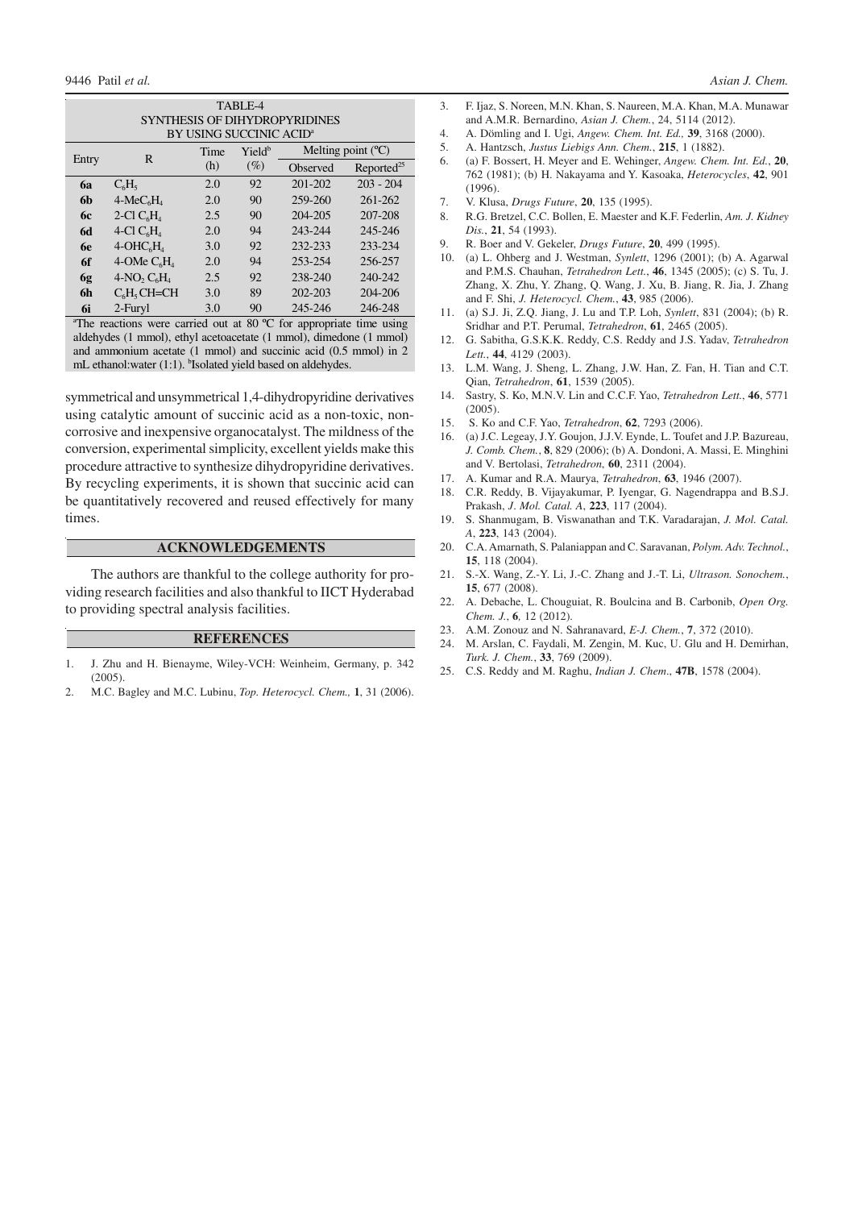TABLE-4
SYNTHESIS OF DIHYDROPYRIDINES BY USING SUCCINIC ACID[a]

| Entry | R | Time (h) | Yield[b] (%) | Melting point (ºC) | |
|---|---|---|---|---|---|
| | | | | Observed | Reported[25] |
| **6a** | $C_6H_5$ | 2.0 | 92 | 201-202 | 203 - 204 |
| **6b** | 4-Me$C_6H_4$ | 2.0 | 90 | 259-260 | 261-262 |
| **6c** | 2-Cl $C_6H_4$ | 2.5 | 90 | 204-205 | 207-208 |
| **6d** | 4-Cl $C_6H_4$ | 2.0 | 94 | 243-244 | 245-246 |
| **6e** | 4-OH$C_6H_4$ | 3.0 | 92 | 232-233 | 233-234 |
| **6f** | 4-OMe $C_6H_4$ | 2.0 | 94 | 253-254 | 256-257 |
| **6g** | 4-$NO_2$ $C_6H_4$ | 2.5 | 92 | 238-240 | 240-242 |
| **6h** | $C_6H_5$ CH=CH | 3.0 | 89 | 202-203 | 204-206 |
| **6i** | 2-Furyl | 3.0 | 90 | 245-246 | 246-248 |

[a]The reactions were carried out at 80 ºC for appropriate time using aldehydes (1 mmol), ethyl acetoacetate (1 mmol), dimedone (1 mmol) and ammonium acetate (1 mmol) and succinic acid (0.5 mmol) in 2 mL ethanol:water (1:1). [b]Isolated yield based on aldehydes.

symmetrical and unsymmetrical 1,4-dihydropyridine derivatives using catalytic amount of succinic acid as a non-toxic, non-corrosive and inexpensive organocatalyst. The mildness of the conversion, experimental simplicity, excellent yields make this procedure attractive to synthesize dihydropyridine derivatives. By recycling experiments, it is shown that succinic acid can be quantitatively recovered and reused effectively for many times.

## ACKNOWLEDGEMENTS

The authors are thankful to the college authority for providing research facilities and also thankful to IICT Hyderabad to providing spectral analysis facilities.

## REFERENCES

1. J. Zhu and H. Bienayme, Wiley-VCH: Weinheim, Germany, p. 342 (2005).
2. M.C. Bagley and M.C. Lubinu, *Top. Heterocycl. Chem.*, **1**, 31 (2006).
3. F. Ijaz, S. Noreen, M.N. Khan, S. Naureen, M.A. Khan, M.A. Munawar and A.M.R. Bernardino, *Asian J. Chem.*, 24, 5114 (2012).
4. A. Dömling and I. Ugi, *Angew. Chem. Int. Ed.*, **39**, 3168 (2000).
5. A. Hantzsch, *Justus Liebigs Ann. Chem.*, **215**, 1 (1882).
6. (a) F. Bossert, H. Meyer and E. Wehinger, *Angew. Chem. Int. Ed.*, **20**, 762 (1981); (b) H. Nakayama and Y. Kasoaka, *Heterocycles*, **42**, 901 (1996).
7. V. Klusa, *Drugs Future*, **20**, 135 (1995).
8. R.G. Bretzel, C.C. Bollen, E. Maester and K.F. Federlin, *Am. J. Kidney Dis.*, **21**, 54 (1993).
9. R. Boer and V. Gekeler, *Drugs Future*, **20**, 499 (1995).
10. (a) L. Ohberg and J. Westman, *Synlett*, 1296 (2001); (b) A. Agarwal and P.M.S. Chauhan, *Tetrahedron Lett.*, **46**, 1345 (2005); (c) S. Tu, J. Zhang, X. Zhu, Y. Zhang, Q. Wang, J. Xu, B. Jiang, R. Jia, J. Zhang and F. Shi, *J. Heterocycl. Chem.*, **43**, 985 (2006).
11. (a) S.J. Ji, Z.Q. Jiang, J. Lu and T.P. Loh, *Synlett*, 831 (2004); (b) R. Sridhar and P.T. Perumal, *Tetrahedron*, **61**, 2465 (2005).
12. G. Sabitha, G.S.K.K. Reddy, C.S. Reddy and J.S. Yadav, *Tetrahedron Lett.*, **44**, 4129 (2003).
13. L.M. Wang, J. Sheng, L. Zhang, J.W. Han, Z. Fan, H. Tian and C.T. Qian, *Tetrahedron*, **61**, 1539 (2005).
14. Sastry, S. Ko, M.N.V. Lin and C.C.F. Yao, *Tetrahedron Lett.*, **46**, 5771 (2005).
15. S. Ko and C.F. Yao, *Tetrahedron*, **62**, 7293 (2006).
16. (a) J.C. Legeay, J.Y. Goujon, J.J.V. Eynde, L. Toufet and J.P. Bazureau, *J. Comb. Chem.*, **8**, 829 (2006); (b) A. Dondoni, A. Massi, E. Minghini and V. Bertolasi, *Tetrahedron*, **60**, 2311 (2004).
17. A. Kumar and R.A. Maurya, *Tetrahedron*, **63**, 1946 (2007).
18. C.R. Reddy, B. Vijayakumar, P. Iyengar, G. Nagendrappa and B.S.J. Prakash, *J. Mol. Catal. A*, **223**, 117 (2004).
19. S. Shanmugam, B. Viswanathan and T.K. Varadarajan, *J. Mol. Catal. A*, **223**, 143 (2004).
20. C.A. Amarnath, S. Palaniappan and C. Saravanan, *Polym. Adv. Technol.*, **15**, 118 (2004).
21. S.-X. Wang, Z.-Y. Li, J.-C. Zhang and J.-T. Li, *Ultrason. Sonochem.*, **15**, 677 (2008).
22. A. Debache, L. Chouguiat, R. Boulcina and B. Carbonib, *Open Org. Chem. J.*, **6**, 12 (2012).
23. A.M. Zonouz and N. Sahranavard, *E-J. Chem.*, **7**, 372 (2010).
24. M. Arslan, C. Faydali, M. Zengin, M. Kuc, U. Glu and H. Demirhan, *Turk. J. Chem.*, **33**, 769 (2009).
25. C.S. Reddy and M. Raghu, *Indian J. Chem*., **47B**, 1578 (2004).